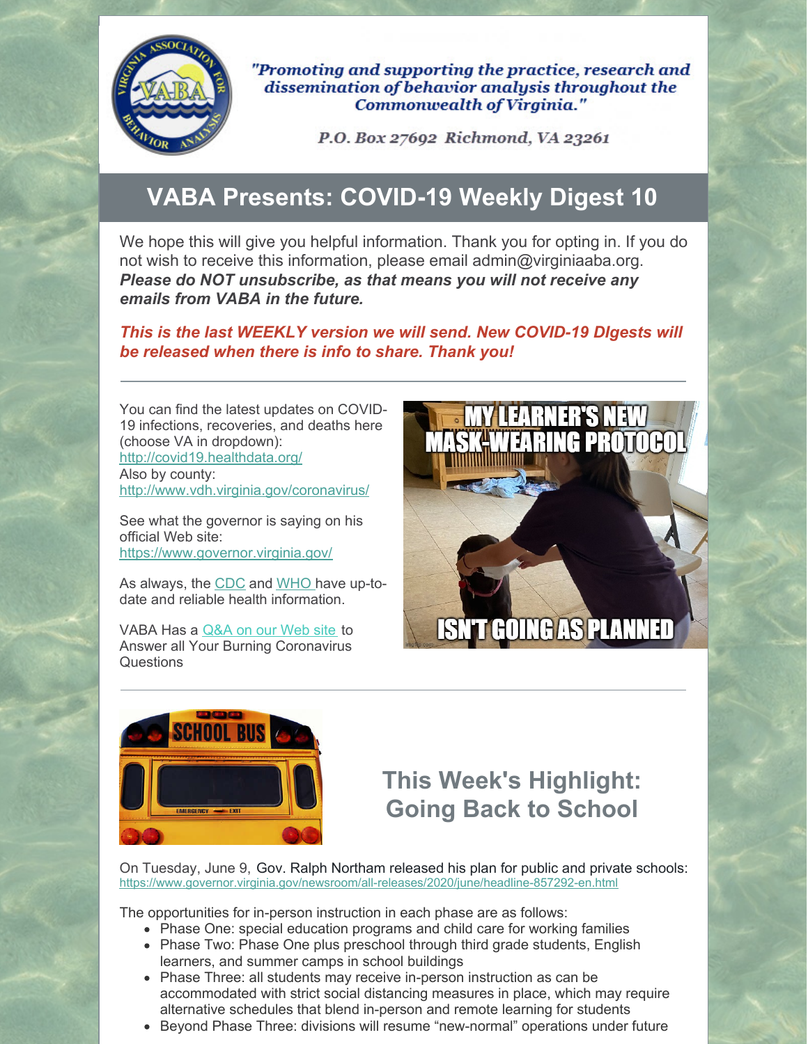*"Promoting and supporting the practice, research and dissemination of behavior analysis throughout the Commonwealth of Virginia."*

*P.O. Box 27692 Richmond, VA 23261*

# VABA Presents: COVID-19 Weekly Digest 10

We hope this will give you helpful information. Thank you for opting in. If you do not wish to receive this information, please email admin@virginiaaba.org. ***Please do NOT unsubscribe, as that means you will not receive any emails from VABA in the future.***

***This is the last WEEKLY version we will send. New COVID-19 DIgests will be released when there is info to share. Thank you!***

---

You can find the latest updates on COVID-19 infections, recoveries, and deaths here (choose VA in dropdown): http://covid19.healthdata.org/
Also by county: http://www.vdh.virginia.gov/coronavirus/

See what the governor is saying on his official Web site: https://www.governor.virginia.gov/

As always, the CDC and WHO have up-to-date and reliable health information.

VABA Has a Q&A on our Web site to Answer all Your Burning Coronavirus Questions

MY LEARNER'S NEW MASK-WEARING PROTOCOL ISN'T GOING AS PLANNED

---

## This Week's Highlight: Going Back to School

On Tuesday, June 9, Gov. Ralph Northam released his plan for public and private schools: https://www.governor.virginia.gov/newsroom/all-releases/2020/june/headline-857292-en.html

The opportunities for in-person instruction in each phase are as follows:

- Phase One: special education programs and child care for working families
- Phase Two: Phase One plus preschool through third grade students, English learners, and summer camps in school buildings
- Phase Three: all students may receive in-person instruction as can be accommodated with strict social distancing measures in place, which may require alternative schedules that blend in-person and remote learning for students
- Beyond Phase Three: divisions will resume "new-normal" operations under future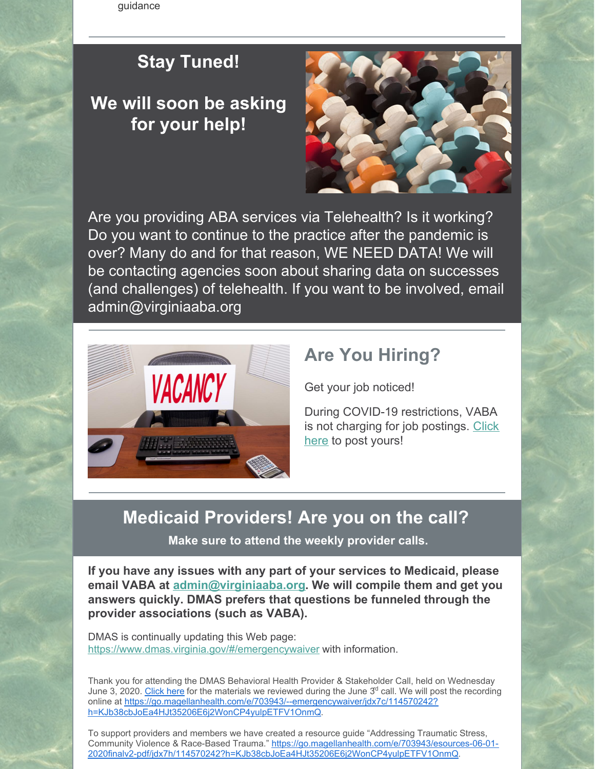guidance

## Stay Tuned!

## We will soon be asking for your help!

Are you providing ABA services via Telehealth? Is it working? Do you want to continue to the practice after the pandemic is over? Many do and for that reason, WE NEED DATA! We will be contacting agencies soon about sharing data on successes (and challenges) of telehealth. If you want to be involved, email admin@virginiaaba.org

## Are You Hiring?

Get your job noticed!

During COVID-19 restrictions, VABA is not charging for job postings. Click here to post yours!

## Medicaid Providers! Are you on the call?

**Make sure to attend the weekly provider calls.**

**If you have any issues with any part of your services to Medicaid, please email VABA at admin@virginiaaba.org. We will compile them and get you answers quickly. DMAS prefers that questions be funneled through the provider associations (such as VABA).**

DMAS is continually updating this Web page: https://www.dmas.virginia.gov/#/emergencywaiver with information.

Thank you for attending the DMAS Behavioral Health Provider & Stakeholder Call, held on Wednesday June 3, 2020. Click here for the materials we reviewed during the June 3rd call. We will post the recording online at https://go.magellanhealth.com/e/703943/--emergencywaiver/jdx7c/114570242?h=KJb38cbJoEa4HJt35206E6j2WonCP4yulpETFV1OnmQ.

To support providers and members we have created a resource guide "Addressing Traumatic Stress, Community Violence & Race-Based Trauma." https://go.magellanhealth.com/e/703943/esources-06-01-2020finalv2-pdf/jdx7h/114570242?h=KJb38cbJoEa4HJt35206E6j2WonCP4yulpETFV1OnmQ.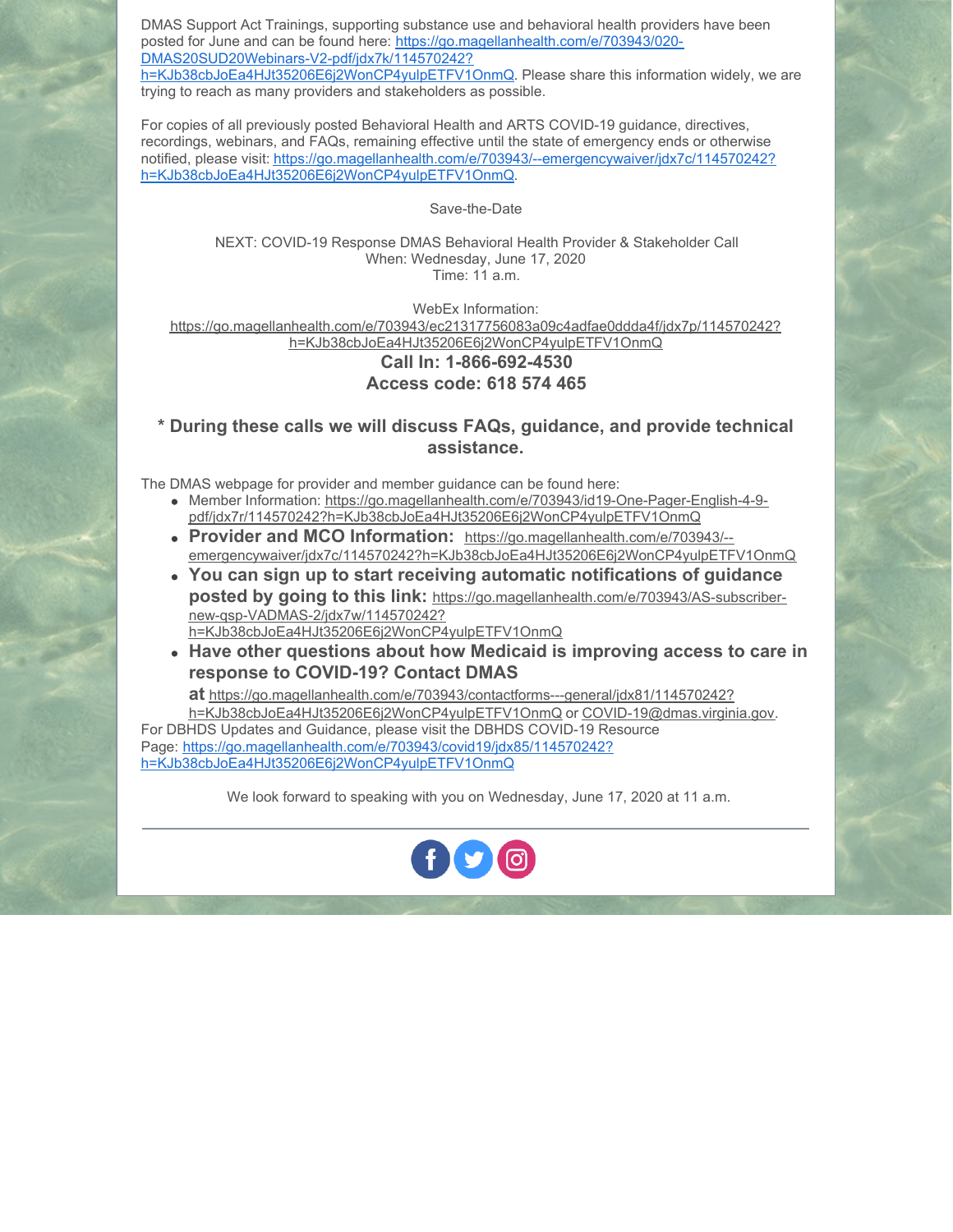DMAS Support Act Trainings, supporting substance use and behavioral health providers have been posted for June and can be found here: https://go.magellanhealth.com/e/703943/020-DMAS20SUD20Webinars-V2-pdf/jdx7k/114570242?h=KJb38cbJoEa4HJt35206E6j2WonCP4yulpETFV1OnmQ. Please share this information widely, we are trying to reach as many providers and stakeholders as possible.

For copies of all previously posted Behavioral Health and ARTS COVID-19 guidance, directives, recordings, webinars, and FAQs, remaining effective until the state of emergency ends or otherwise notified, please visit: https://go.magellanhealth.com/e/703943/--emergencywaiver/jdx7c/114570242?h=KJb38cbJoEa4HJt35206E6j2WonCP4yulpETFV1OnmQ.

Save-the-Date

NEXT: COVID-19 Response DMAS Behavioral Health Provider & Stakeholder Call
When: Wednesday, June 17, 2020
Time: 11 a.m.

WebEx Information:
https://go.magellanhealth.com/e/703943/ec21317756083a09c4adfae0ddda4f/jdx7p/114570242?h=KJb38cbJoEa4HJt35206E6j2WonCP4yulpETFV1OnmQ

**Call In: 1-866-692-4530**
**Access code: 618 574 465**

**\* During these calls we will discuss FAQs, guidance, and provide technical assistance.**

The DMAS webpage for provider and member guidance can be found here:

- Member Information: https://go.magellanhealth.com/e/703943/id19-One-Pager-English-4-9-pdf/jdx7r/114570242?h=KJb38cbJoEa4HJt35206E6j2WonCP4yulpETFV1OnmQ
- **Provider and MCO Information:** https://go.magellanhealth.com/e/703943/--emergencywaiver/jdx7c/114570242?h=KJb38cbJoEa4HJt35206E6j2WonCP4yulpETFV1OnmQ
- **You can sign up to start receiving automatic notifications of guidance posted by going to this link:** https://go.magellanhealth.com/e/703943/AS-subscriber-new-qsp-VADMAS-2/jdx7w/114570242?h=KJb38cbJoEa4HJt35206E6j2WonCP4yulpETFV1OnmQ
- **Have other questions about how Medicaid is improving access to care in response to COVID-19? Contact DMAS at** https://go.magellanhealth.com/e/703943/contactforms---general/jdx81/114570242?h=KJb38cbJoEa4HJt35206E6j2WonCP4yulpETFV1OnmQ or COVID-19@dmas.virginia.gov.

For DBHDS Updates and Guidance, please visit the DBHDS COVID-19 Resource Page: https://go.magellanhealth.com/e/703943/covid19/jdx85/114570242?h=KJb38cbJoEa4HJt35206E6j2WonCP4yulpETFV1OnmQ

We look forward to speaking with you on Wednesday, June 17, 2020 at 11 a.m.